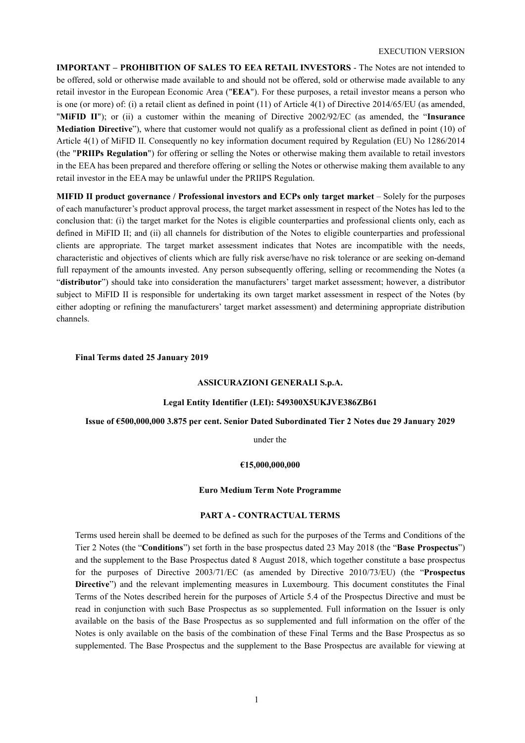EXECUTION VERSION

**IMPORTANT – PROHIBITION OF SALES TO EEA RETAIL INVESTORS** - The Notes are not intended to be offered, sold or otherwise made available to and should not be offered, sold or otherwise made available to any retail investor in the European Economic Area ("**EEA**"). For these purposes, a retail investor means a person who is one (or more) of: (i) a retail client as defined in point (11) of Article 4(1) of Directive 2014/65/EU (as amended, "**MiFID II**"); or (ii) a customer within the meaning of Directive 2002/92/EC (as amended, the "**Insurance Mediation Directive**"), where that customer would not qualify as a professional client as defined in point (10) of Article 4(1) of MiFID II. Consequently no key information document required by Regulation (EU) No 1286/2014 (the "**PRIIPs Regulation**") for offering or selling the Notes or otherwise making them available to retail investors in the EEA has been prepared and therefore offering or selling the Notes or otherwise making them available to any retail investor in the EEA may be unlawful under the PRIIPS Regulation.

**MIFID II product governance / Professional investors and ECPs only target market** – Solely for the purposes of each manufacturer's product approval process, the target market assessment in respect of the Notes has led to the conclusion that: (i) the target market for the Notes is eligible counterparties and professional clients only, each as defined in MiFID II; and (ii) all channels for distribution of the Notes to eligible counterparties and professional clients are appropriate. The target market assessment indicates that Notes are incompatible with the needs, characteristic and objectives of clients which are fully risk averse/have no risk tolerance or are seeking on-demand full repayment of the amounts invested. Any person subsequently offering, selling or recommending the Notes (a "**distributor**") should take into consideration the manufacturers' target market assessment; however, a distributor subject to MiFID II is responsible for undertaking its own target market assessment in respect of the Notes (by either adopting or refining the manufacturers' target market assessment) and determining appropriate distribution channels.

**Final Terms dated 25 January 2019**

**ASSICURAZIONI GENERALI S.p.A.**

**Legal Entity Identifier (LEI): 549300X5UKJVE386ZB61**

**Issue of €500,000,000 3.875 per cent. Senior Dated Subordinated Tier 2 Notes due 29 January 2029**

under the

**€15,000,000,000**

**Euro Medium Term Note Programme**

## PART A - CONTRACTUAL TERMS

Terms used herein shall be deemed to be defined as such for the purposes of the Terms and Conditions of the Tier 2 Notes (the "**Conditions**") set forth in the base prospectus dated 23 May 2018 (the "**Base Prospectus**") and the supplement to the Base Prospectus dated 8 August 2018, which together constitute a base prospectus for the purposes of Directive 2003/71/EC (as amended by Directive 2010/73/EU) (the "**Prospectus Directive**") and the relevant implementing measures in Luxembourg. This document constitutes the Final Terms of the Notes described herein for the purposes of Article 5.4 of the Prospectus Directive and must be read in conjunction with such Base Prospectus as so supplemented. Full information on the Issuer is only available on the basis of the Base Prospectus as so supplemented and full information on the offer of the Notes is only available on the basis of the combination of these Final Terms and the Base Prospectus as so supplemented. The Base Prospectus and the supplement to the Base Prospectus are available for viewing at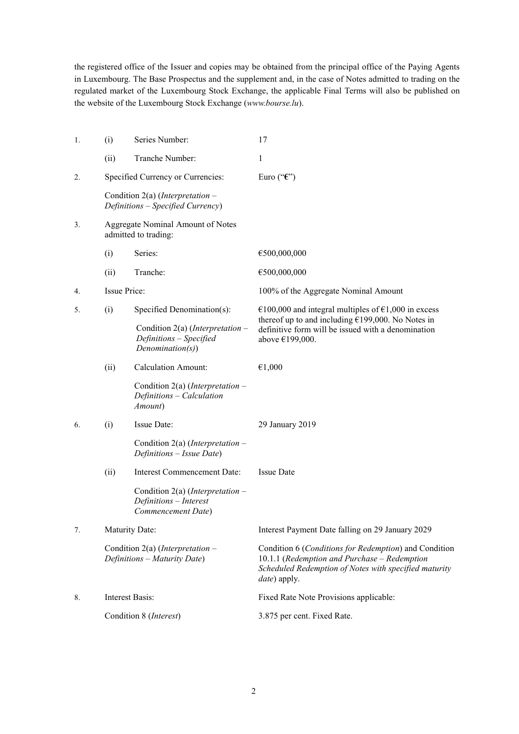the registered office of the Issuer and copies may be obtained from the principal office of the Paying Agents in Luxembourg. The Base Prospectus and the supplement and, in the case of Notes admitted to trading on the regulated market of the Luxembourg Stock Exchange, the applicable Final Terms will also be published on the website of the Luxembourg Stock Exchange (*www.bourse.lu*).

| | | | |
|---|---|---|---|
| 1. | (i) | Series Number: | 17 |
| | (ii) | Tranche Number: | 1 |
| 2. | | Specified Currency or Currencies:<br><br>Condition 2(a) (*Interpretation – Definitions – Specified Currency*) | Euro ("**€**") |
| 3. | | Aggregate Nominal Amount of Notes admitted to trading: | |
| | (i) | Series: | €500,000,000 |
| | (ii) | Tranche: | €500,000,000 |
| 4. | | Issue Price: | 100% of the Aggregate Nominal Amount |
| 5. | (i) | Specified Denomination(s):<br><br>Condition 2(a) (*Interpretation – Definitions – Specified Denomination(s)*) | €100,000 and integral multiples of €1,000 in excess thereof up to and including €199,000. No Notes in definitive form will be issued with a denomination above €199,000. |
| | (ii) | Calculation Amount:<br><br>Condition 2(a) (*Interpretation – Definitions – Calculation Amount*) | €1,000 |
| 6. | (i) | Issue Date:<br><br>Condition 2(a) (*Interpretation – Definitions – Issue Date*) | 29 January 2019 |
| | (ii) | Interest Commencement Date:<br><br>Condition 2(a) (*Interpretation – Definitions – Interest Commencement Date*) | Issue Date |
| 7. | | Maturity Date:<br><br>Condition 2(a) (*Interpretation – Definitions – Maturity Date*) | Interest Payment Date falling on 29 January 2029<br><br>Condition 6 (*Conditions for Redemption*) and Condition 10.1.1 (*Redemption and Purchase – Redemption Scheduled Redemption of Notes with specified maturity date*) apply. |
| 8. | | Interest Basis:<br><br>Condition 8 (*Interest*) | Fixed Rate Note Provisions applicable:<br><br>3.875 per cent. Fixed Rate. |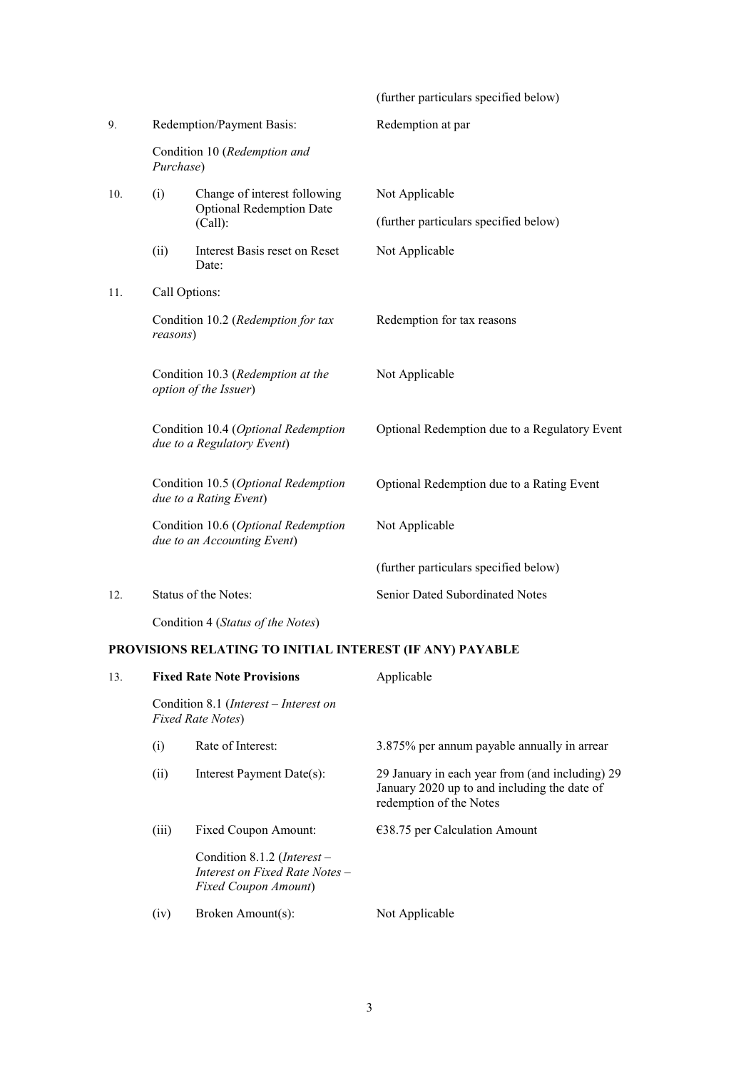| | | | |
|---|---|---|---|
| | | | (further particulars specified below) |
| 9. | Redemption/Payment Basis: | | Redemption at par |
| | Condition 10 (*Redemption and Purchase*) | | |
| 10. | (i) | Change of interest following Optional Redemption Date (Call): | Not Applicable<br><br>(further particulars specified below) |
| | (ii) | Interest Basis reset on Reset Date: | Not Applicable |
| 11. | Call Options: | | |
| | Condition 10.2 (*Redemption for tax reasons*) | | Redemption for tax reasons |
| | Condition 10.3 (*Redemption at the option of the Issuer*) | | Not Applicable |
| | Condition 10.4 (*Optional Redemption due to a Regulatory Event*) | | Optional Redemption due to a Regulatory Event |
| | Condition 10.5 (*Optional Redemption due to a Rating Event*) | | Optional Redemption due to a Rating Event |
| | Condition 10.6 (*Optional Redemption due to an Accounting Event*) | | Not Applicable |
| | | | (further particulars specified below) |
| 12. | Status of the Notes: | | Senior Dated Subordinated Notes |
| | Condition 4 (*Status of the Notes*) | | |

## PROVISIONS RELATING TO INITIAL INTEREST (IF ANY) PAYABLE

| | | | |
|---|---|---|---|
| 13. | **Fixed Rate Note Provisions** | | Applicable |
| | Condition 8.1 (*Interest – Interest on Fixed Rate Notes*) | | |
| | (i) | Rate of Interest: | 3.875% per annum payable annually in arrear |
| | (ii) | Interest Payment Date(s): | 29 January in each year from (and including) 29 January 2020 up to and including the date of redemption of the Notes |
| | (iii) | Fixed Coupon Amount:<br><br>Condition 8.1.2 (*Interest – Interest on Fixed Rate Notes – Fixed Coupon Amount*) | €38.75 per Calculation Amount |
| | (iv) | Broken Amount(s): | Not Applicable |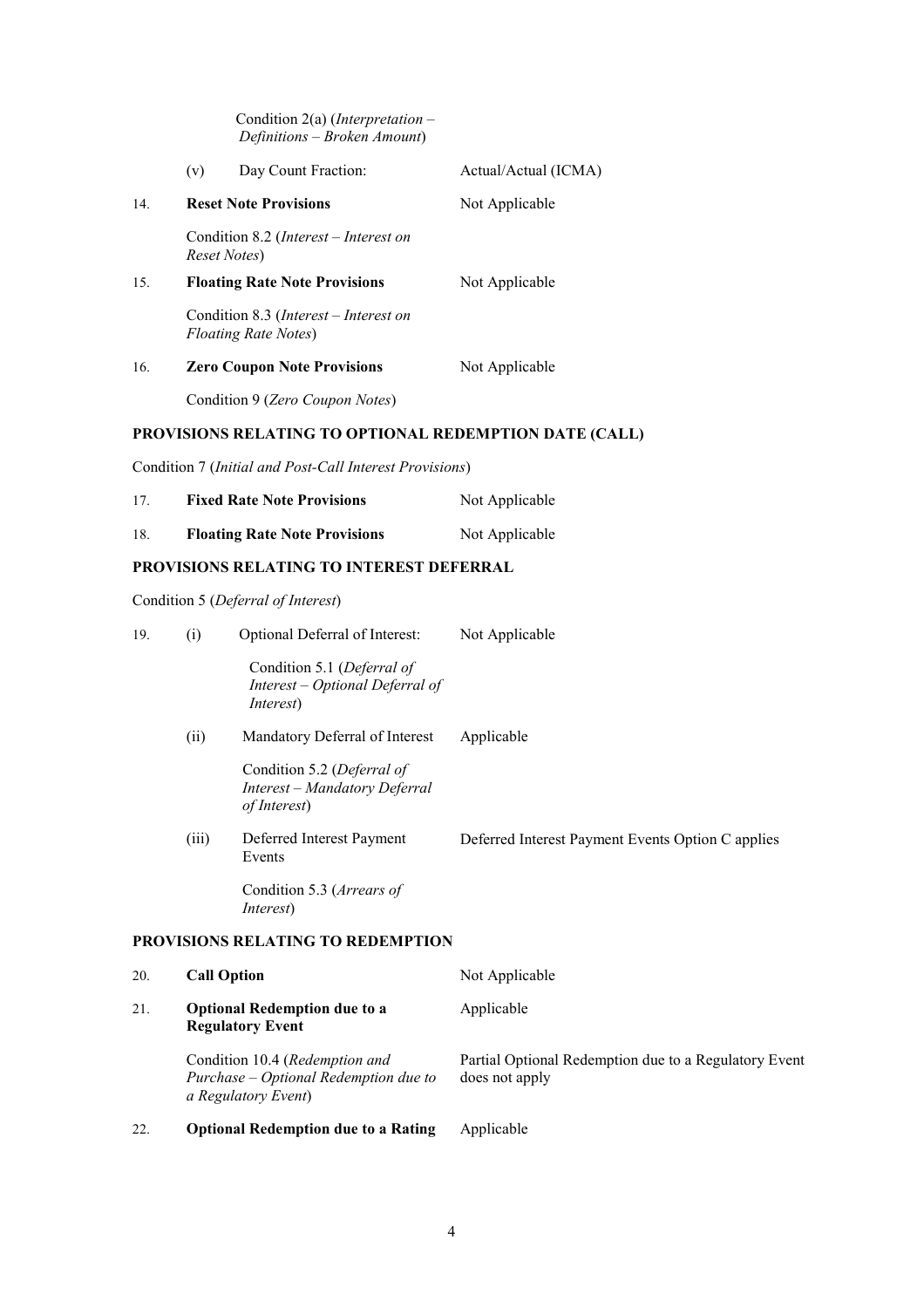Condition 2(a) (*Interpretation – Definitions – Broken Amount*)

| | | | |
|---|---|---|---|
| | (v) | Day Count Fraction: | Actual/Actual (ICMA) |
| 14. | **Reset Note Provisions** | | Not Applicable |
| | Condition 8.2 (*Interest – Interest on Reset Notes*) | | |
| 15. | **Floating Rate Note Provisions** | | Not Applicable |
| | Condition 8.3 (*Interest – Interest on Floating Rate Notes*) | | |
| 16. | **Zero Coupon Note Provisions** | | Not Applicable |
| | Condition 9 (*Zero Coupon Notes*) | | |

**PROVISIONS RELATING TO OPTIONAL REDEMPTION DATE (CALL)**

Condition 7 (*Initial and Post-Call Interest Provisions*)

| | | |
|---|---|---|
| 17. | **Fixed Rate Note Provisions** | Not Applicable |
| 18. | **Floating Rate Note Provisions** | Not Applicable |

**PROVISIONS RELATING TO INTEREST DEFERRAL**

Condition 5 (*Deferral of Interest*)

| | | | |
|---|---|---|---|
| 19. | (i) | Optional Deferral of Interest: | Not Applicable |
| | | Condition 5.1 (*Deferral of Interest – Optional Deferral of Interest*) | |
| | (ii) | Mandatory Deferral of Interest | Applicable |
| | | Condition 5.2 (*Deferral of Interest – Mandatory Deferral of Interest*) | |
| | (iii) | Deferred Interest Payment Events | Deferred Interest Payment Events Option C applies |
| | | Condition 5.3 (*Arrears of Interest*) | |

**PROVISIONS RELATING TO REDEMPTION**

| | | |
|---|---|---|
| 20. | **Call Option** | Not Applicable |
| 21. | **Optional Redemption due to a Regulatory Event** | Applicable |
| | Condition 10.4 (*Redemption and Purchase – Optional Redemption due to a Regulatory Event*) | Partial Optional Redemption due to a Regulatory Event does not apply |
| 22. | **Optional Redemption due to a Rating** | Applicable |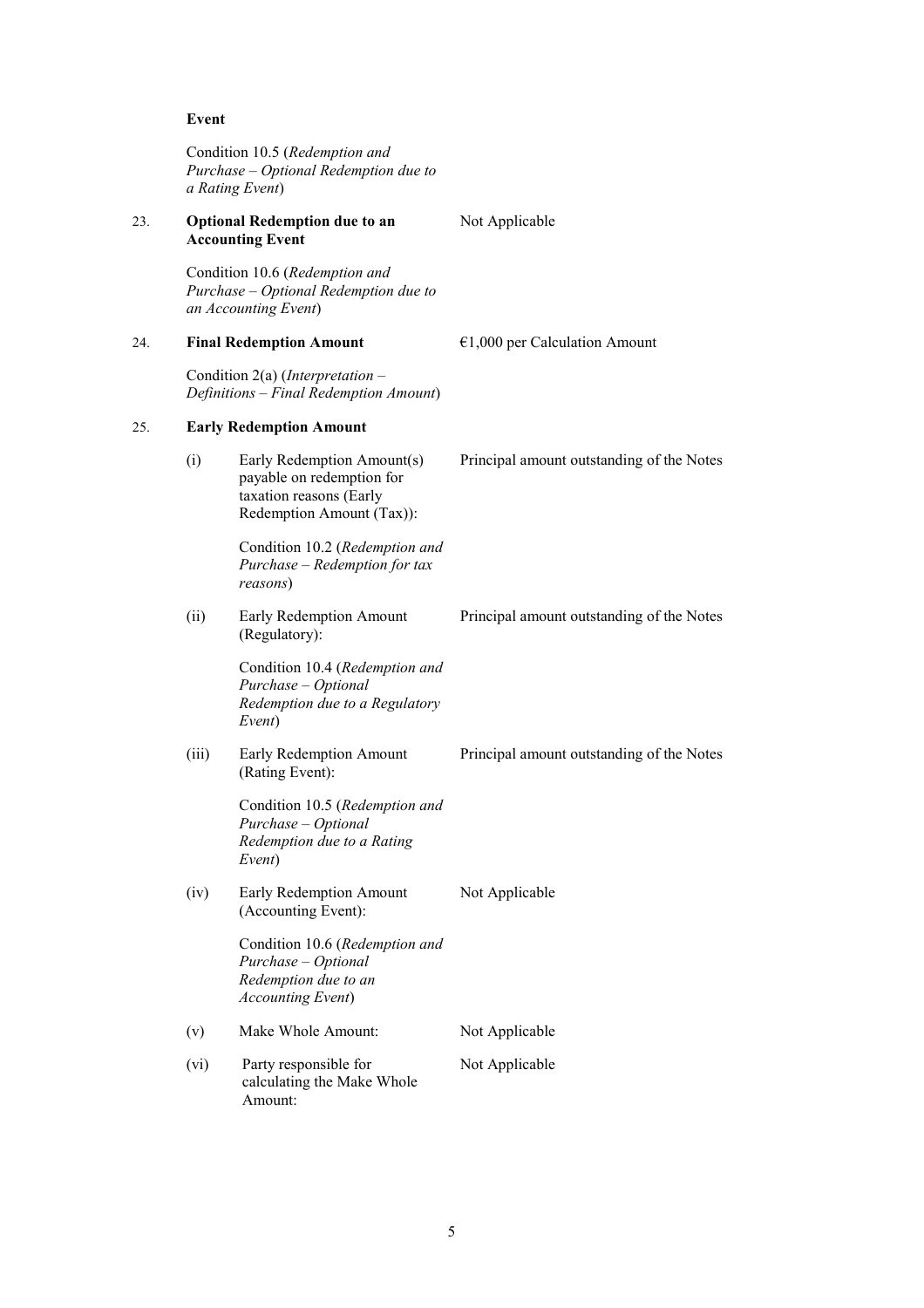**Event**

Condition 10.5 (*Redemption and Purchase – Optional Redemption due to a Rating Event*)

| | | | |
|---|---|---|---|
| 23. | **Optional Redemption due to an Accounting Event**<br><br>Condition 10.6 (*Redemption and Purchase – Optional Redemption due to an Accounting Event*) | | Not Applicable |
| 24. | **Final Redemption Amount**<br><br>Condition 2(a) (*Interpretation – Definitions – Final Redemption Amount*) | | €1,000 per Calculation Amount |
| 25. | **Early Redemption Amount** | | |
| | (i) | Early Redemption Amount(s) payable on redemption for taxation reasons (Early Redemption Amount (Tax)):<br><br>Condition 10.2 (*Redemption and Purchase – Redemption for tax reasons*) | Principal amount outstanding of the Notes |
| | (ii) | Early Redemption Amount (Regulatory):<br><br>Condition 10.4 (*Redemption and Purchase – Optional Redemption due to a Regulatory Event*) | Principal amount outstanding of the Notes |
| | (iii) | Early Redemption Amount (Rating Event):<br><br>Condition 10.5 (*Redemption and Purchase – Optional Redemption due to a Rating Event*) | Principal amount outstanding of the Notes |
| | (iv) | Early Redemption Amount (Accounting Event):<br><br>Condition 10.6 (*Redemption and Purchase – Optional Redemption due to an Accounting Event*) | Not Applicable |
| | (v) | Make Whole Amount: | Not Applicable |
| | (vi) | Party responsible for calculating the Make Whole Amount: | Not Applicable |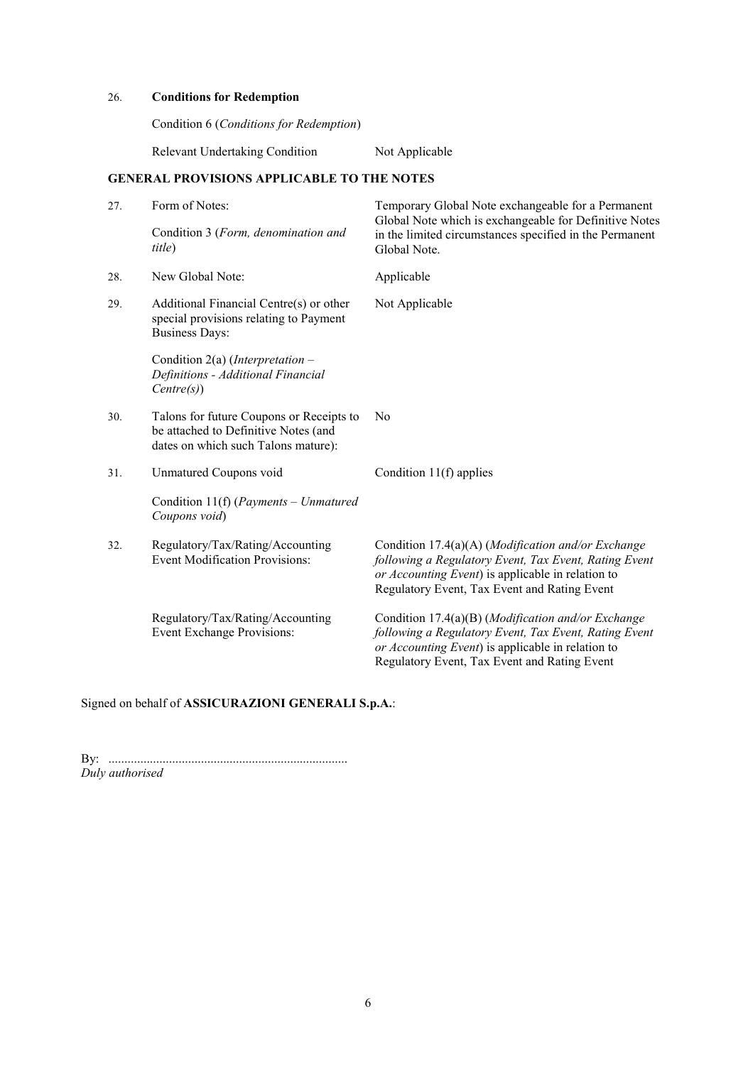| | | |
|---|---|---|
| 26. | **Conditions for Redemption** | |
| | Condition 6 (*Conditions for Redemption*) | |
| | Relevant Undertaking Condition | Not Applicable |

**GENERAL PROVISIONS APPLICABLE TO THE NOTES**

| | | |
|---|---|---|
| 27. | Form of Notes:<br><br>Condition 3 (*Form, denomination and title*) | Temporary Global Note exchangeable for a Permanent Global Note which is exchangeable for Definitive Notes in the limited circumstances specified in the Permanent Global Note. |
| 28. | New Global Note: | Applicable |
| 29. | Additional Financial Centre(s) or other special provisions relating to Payment Business Days:<br><br>Condition 2(a) (*Interpretation – Definitions - Additional Financial Centre(s)*) | Not Applicable |
| 30. | Talons for future Coupons or Receipts to be attached to Definitive Notes (and dates on which such Talons mature): | No |
| 31. | Unmatured Coupons void<br><br>Condition 11(f) (*Payments – Unmatured Coupons void*) | Condition 11(f) applies |
| 32. | Regulatory/Tax/Rating/Accounting Event Modification Provisions: | Condition 17.4(a)(A) (*Modification and/or Exchange following a Regulatory Event, Tax Event, Rating Event or Accounting Event*) is applicable in relation to Regulatory Event, Tax Event and Rating Event |
| | Regulatory/Tax/Rating/Accounting Event Exchange Provisions: | Condition 17.4(a)(B) (*Modification and/or Exchange following a Regulatory Event, Tax Event, Rating Event or Accounting Event*) is applicable in relation to Regulatory Event, Tax Event and Rating Event |

Signed on behalf of **ASSICURAZIONI GENERALI S.p.A.**:

By: ..........................................................................
*Duly authorised*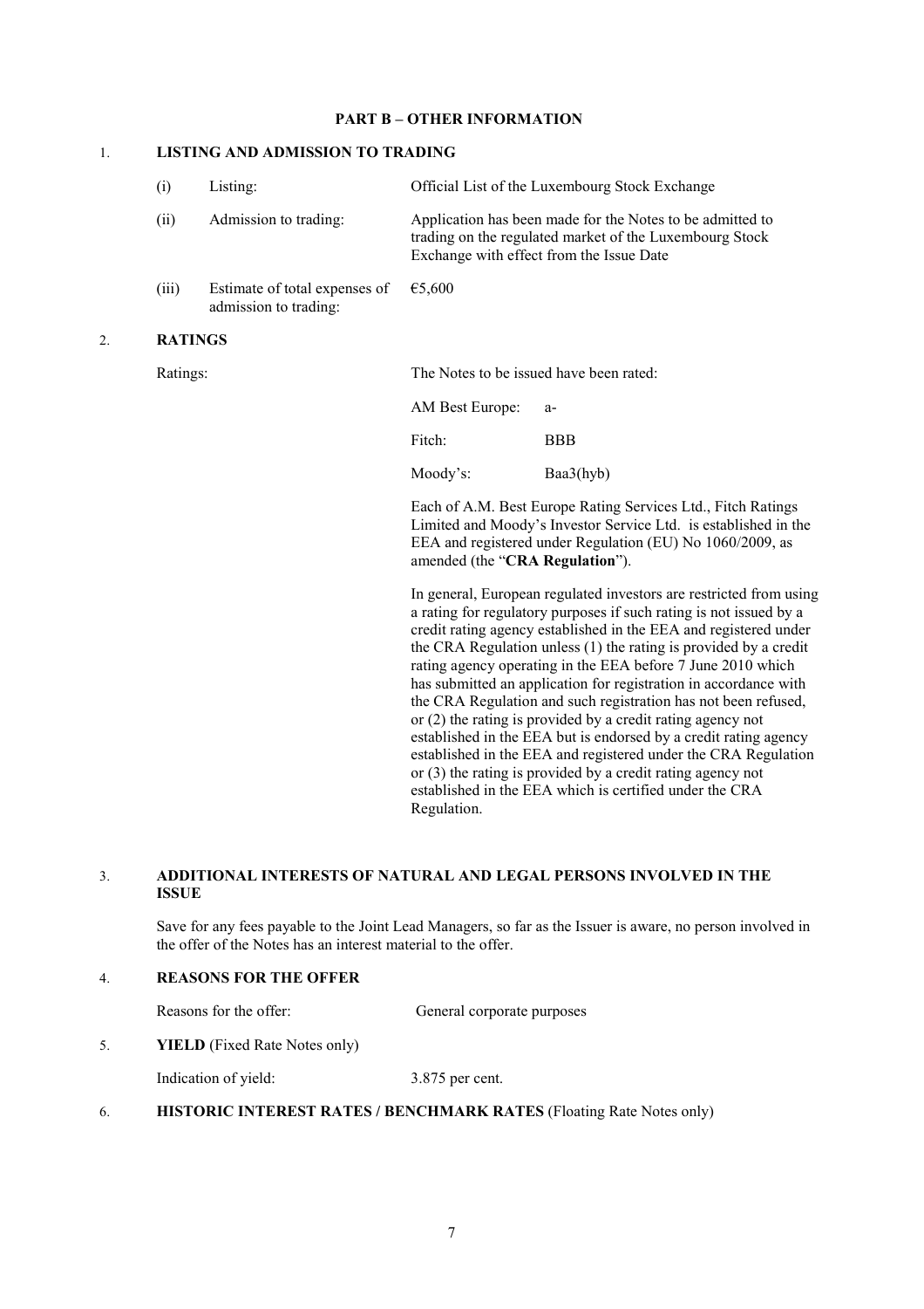**PART B – OTHER INFORMATION**

1. **LISTING AND ADMISSION TO TRADING**

| | | |
|---|---|---|
| (i) | Listing: | Official List of the Luxembourg Stock Exchange |
| (ii) | Admission to trading: | Application has been made for the Notes to be admitted to trading on the regulated market of the Luxembourg Stock Exchange with effect from the Issue Date |
| (iii) | Estimate of total expenses of admission to trading: | €5,600 |

2. **RATINGS**

Ratings: The Notes to be issued have been rated:

| | |
|---|---|
| AM Best Europe: | a- |
| Fitch: | BBB |
| Moody's: | Baa3(hyb) |

Each of A.M. Best Europe Rating Services Ltd., Fitch Ratings Limited and Moody's Investor Service Ltd. is established in the EEA and registered under Regulation (EU) No 1060/2009, as amended (the "**CRA Regulation**").

In general, European regulated investors are restricted from using a rating for regulatory purposes if such rating is not issued by a credit rating agency established in the EEA and registered under the CRA Regulation unless (1) the rating is provided by a credit rating agency operating in the EEA before 7 June 2010 which has submitted an application for registration in accordance with the CRA Regulation and such registration has not been refused, or (2) the rating is provided by a credit rating agency not established in the EEA but is endorsed by a credit rating agency established in the EEA and registered under the CRA Regulation or (3) the rating is provided by a credit rating agency not established in the EEA which is certified under the CRA Regulation.

3. **ADDITIONAL INTERESTS OF NATURAL AND LEGAL PERSONS INVOLVED IN THE ISSUE**

Save for any fees payable to the Joint Lead Managers, so far as the Issuer is aware, no person involved in the offer of the Notes has an interest material to the offer.

4. **REASONS FOR THE OFFER**

Reasons for the offer: General corporate purposes

5. **YIELD** (Fixed Rate Notes only)

Indication of yield: 3.875 per cent.

6. **HISTORIC INTEREST RATES / BENCHMARK RATES** (Floating Rate Notes only)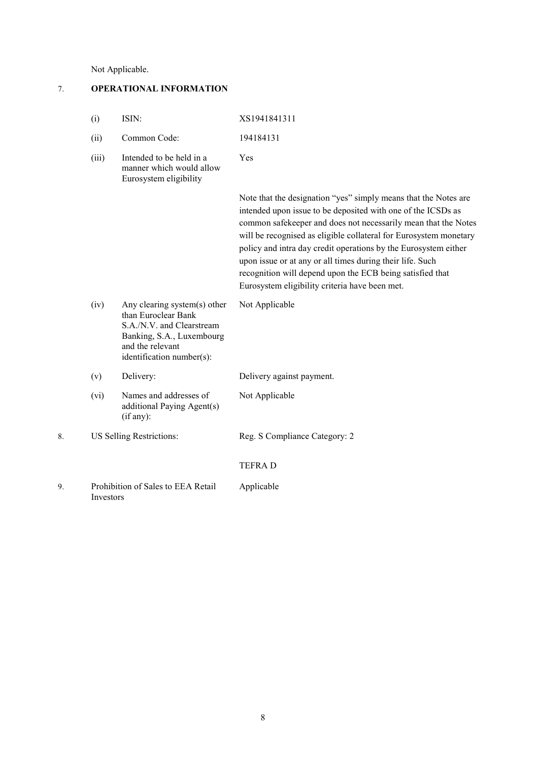Not Applicable.

## 7. OPERATIONAL INFORMATION

| | | |
|---|---|---|
| (i) | ISIN: | XS1941841311 |
| (ii) | Common Code: | 194184131 |
| (iii) | Intended to be held in a manner which would allow Eurosystem eligibility | Yes<br><br>Note that the designation "yes" simply means that the Notes are intended upon issue to be deposited with one of the ICSDs as common safekeeper and does not necessarily mean that the Notes will be recognised as eligible collateral for Eurosystem monetary policy and intra day credit operations by the Eurosystem either upon issue or at any or all times during their life. Such recognition will depend upon the ECB being satisfied that Eurosystem eligibility criteria have been met. |
| (iv) | Any clearing system(s) other than Euroclear Bank S.A./N.V. and Clearstream Banking, S.A., Luxembourg and the relevant identification number(s): | Not Applicable |
| (v) | Delivery: | Delivery against payment. |
| (vi) | Names and addresses of additional Paying Agent(s) (if any): | Not Applicable |

| | | |
|---|---|---|
| 8. | US Selling Restrictions: | Reg. S Compliance Category: 2<br><br>TEFRA D |
| 9. | Prohibition of Sales to EEA Retail Investors | Applicable |